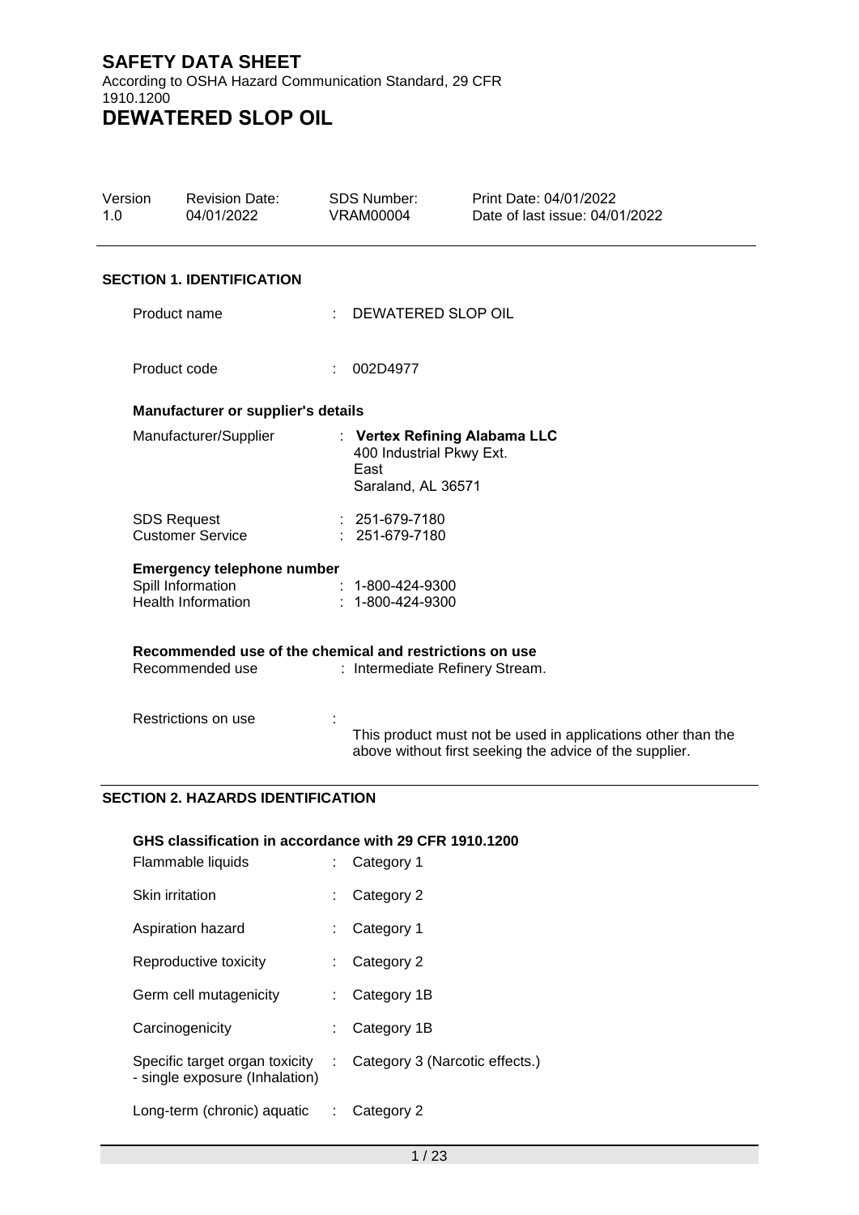# SAFETY DATA SHEET

According to OSHA Hazard Communication Standard, 29 CFR 1910.1200

# DEWATERED SLOP OIL

| Version | Revision Date: | SDS Number: | Print Date: 04/01/2022 |
| --- | --- | --- | --- |
| 1.0 | 04/01/2022 | VRAM00004 | Date of last issue: 04/01/2022 |

## SECTION 1. IDENTIFICATION

Product name : DEWATERED SLOP OIL

Product code : 002D4977

### Manufacturer or supplier's details

Manufacturer/Supplier : **Vertex Refining Alabama LLC**
400 Industrial Pkwy Ext.
East
Saraland, AL 36571

SDS Request : 251-679-7180
Customer Service : 251-679-7180

### Emergency telephone number

Spill Information : 1-800-424-9300
Health Information : 1-800-424-9300

### Recommended use of the chemical and restrictions on use

Recommended use : Intermediate Refinery Stream.

Restrictions on use : This product must not be used in applications other than the above without first seeking the advice of the supplier.

## SECTION 2. HAZARDS IDENTIFICATION

### GHS classification in accordance with 29 CFR 1910.1200

Flammable liquids : Category 1

Skin irritation : Category 2

Aspiration hazard : Category 1

Reproductive toxicity : Category 2

Germ cell mutagenicity : Category 1B

Carcinogenicity : Category 1B

Specific target organ toxicity - single exposure (Inhalation) : Category 3 (Narcotic effects.)

Long-term (chronic) aquatic : Category 2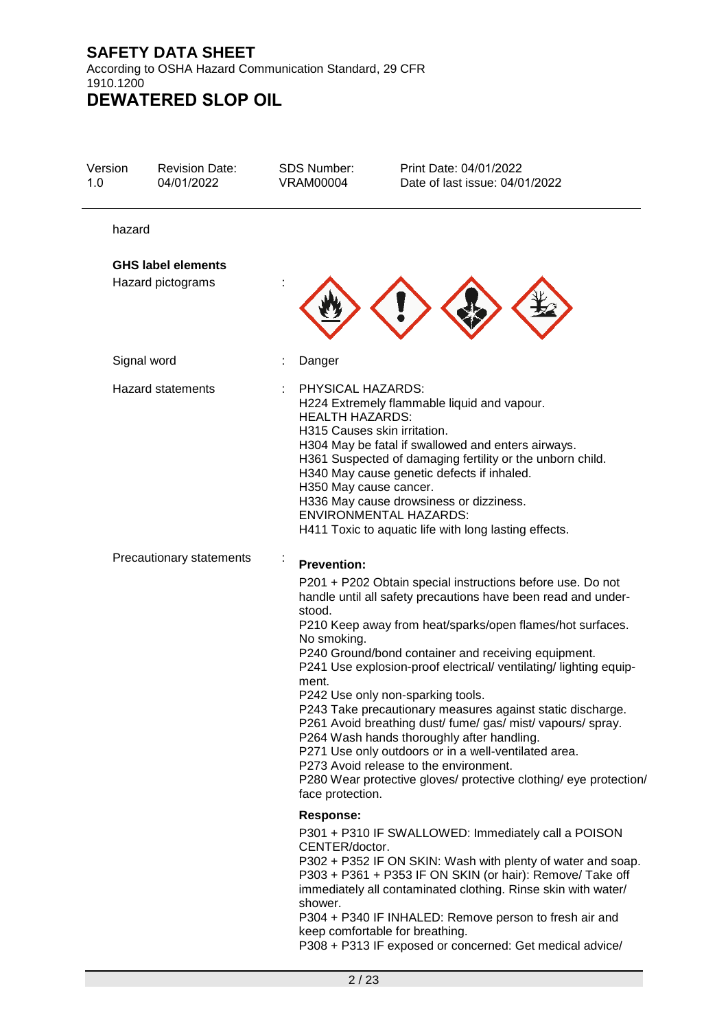hazard

**GHS label elements**

Hazard pictograms :

Signal word : Danger

Hazard statements : PHYSICAL HAZARDS:
H224 Extremely flammable liquid and vapour.
HEALTH HAZARDS:
H315 Causes skin irritation.
H304 May be fatal if swallowed and enters airways.
H361 Suspected of damaging fertility or the unborn child.
H340 May cause genetic defects if inhaled.
H350 May cause cancer.
H336 May cause drowsiness or dizziness.
ENVIRONMENTAL HAZARDS:
H411 Toxic to aquatic life with long lasting effects.

Precautionary statements :

**Prevention:**

P201 + P202 Obtain special instructions before use. Do not handle until all safety precautions have been read and understood.
P210 Keep away from heat/sparks/open flames/hot surfaces. No smoking.
P240 Ground/bond container and receiving equipment.
P241 Use explosion-proof electrical/ ventilating/ lighting equipment.
P242 Use only non-sparking tools.
P243 Take precautionary measures against static discharge.
P261 Avoid breathing dust/ fume/ gas/ mist/ vapours/ spray.
P264 Wash hands thoroughly after handling.
P271 Use only outdoors or in a well-ventilated area.
P273 Avoid release to the environment.
P280 Wear protective gloves/ protective clothing/ eye protection/ face protection.

**Response:**

P301 + P310 IF SWALLOWED: Immediately call a POISON CENTER/doctor.
P302 + P352 IF ON SKIN: Wash with plenty of water and soap.
P303 + P361 + P353 IF ON SKIN (or hair): Remove/ Take off immediately all contaminated clothing. Rinse skin with water/ shower.
P304 + P340 IF INHALED: Remove person to fresh air and keep comfortable for breathing.
P308 + P313 IF exposed or concerned: Get medical advice/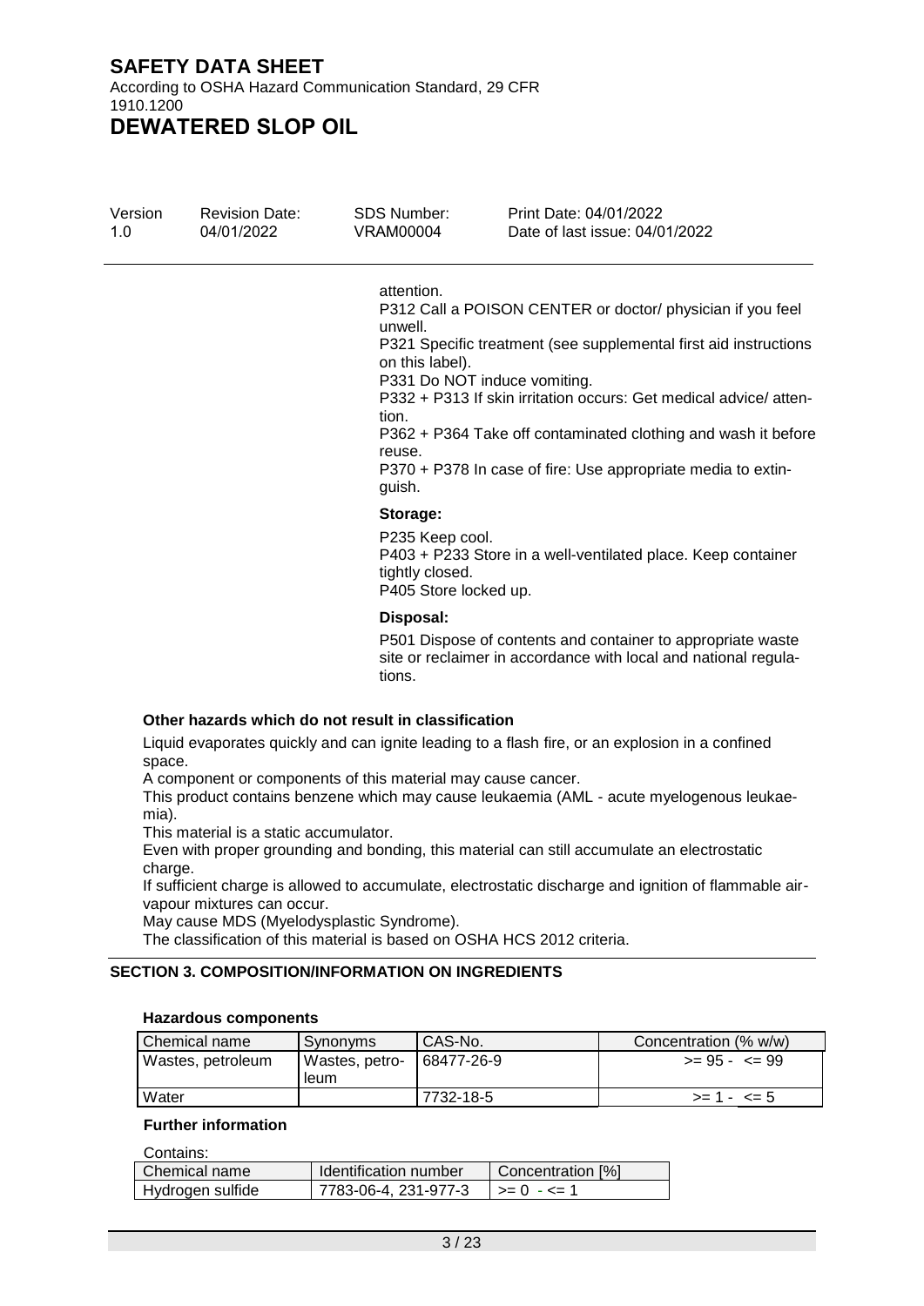attention.

P312 Call a POISON CENTER or doctor/ physician if you feel unwell.

P321 Specific treatment (see supplemental first aid instructions on this label).

P331 Do NOT induce vomiting.

P332 + P313 If skin irritation occurs: Get medical advice/ attention.

P362 + P364 Take off contaminated clothing and wash it before reuse.

P370 + P378 In case of fire: Use appropriate media to extinguish.

**Storage:**

P235 Keep cool.

P403 + P233 Store in a well-ventilated place. Keep container tightly closed.

P405 Store locked up.

**Disposal:**

P501 Dispose of contents and container to appropriate waste site or reclaimer in accordance with local and national regulations.

**Other hazards which do not result in classification**

Liquid evaporates quickly and can ignite leading to a flash fire, or an explosion in a confined space.

A component or components of this material may cause cancer.

This product contains benzene which may cause leukaemia (AML - acute myelogenous leukaemia).

This material is a static accumulator.

Even with proper grounding and bonding, this material can still accumulate an electrostatic charge.

If sufficient charge is allowed to accumulate, electrostatic discharge and ignition of flammable air-vapour mixtures can occur.

May cause MDS (Myelodysplastic Syndrome).

The classification of this material is based on OSHA HCS 2012 criteria.

## SECTION 3. COMPOSITION/INFORMATION ON INGREDIENTS

**Hazardous components**

| Chemical name | Synonyms | CAS-No. | Concentration (% w/w) |
|---|---|---|---|
| Wastes, petroleum | Wastes, petroleum | 68477-26-9 | >= 95 - <= 99 |
| Water | | 7732-18-5 | >= 1 - <= 5 |

**Further information**

Contains:

| Chemical name | Identification number | Concentration [%] |
|---|---|---|
| Hydrogen sulfide | 7783-06-4, 231-977-3 | >= 0 - <= 1 |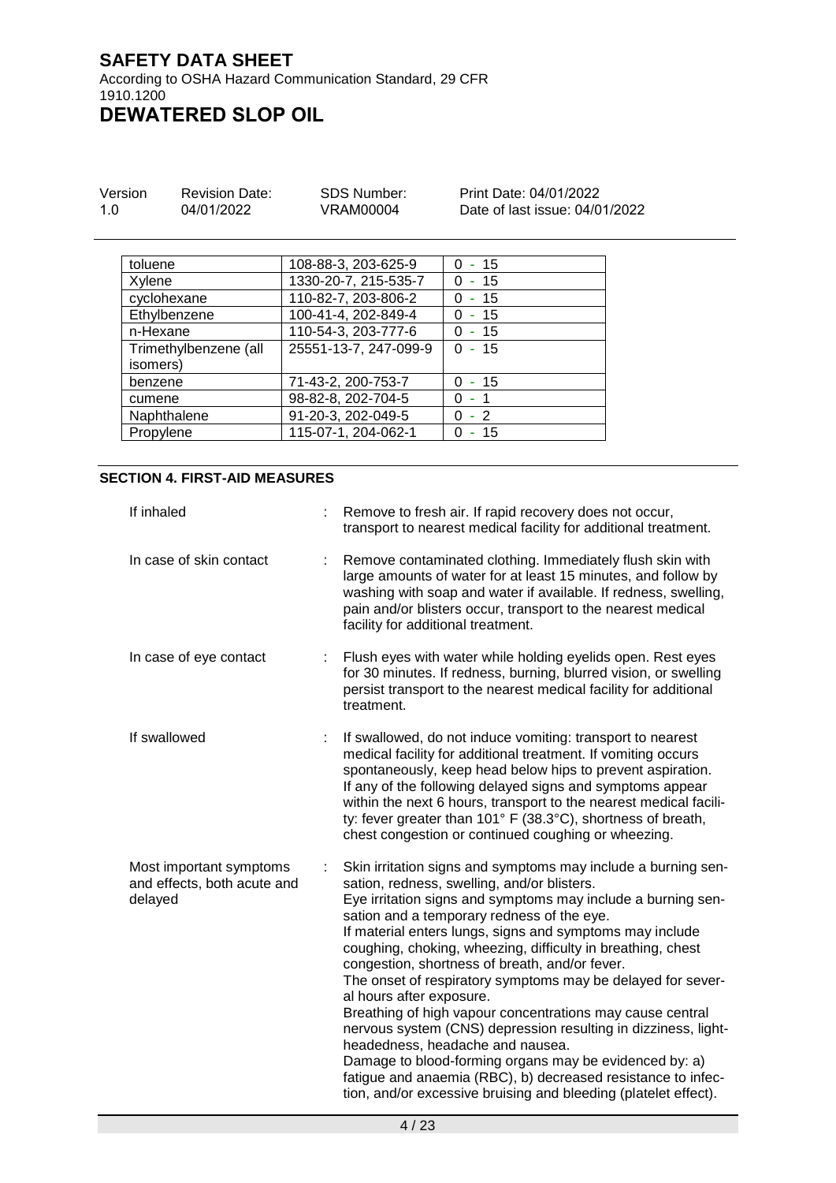| | | |
|---|---|---|
| toluene | 108-88-3, 203-625-9 | 0 - 15 |
| Xylene | 1330-20-7, 215-535-7 | 0 - 15 |
| cyclohexane | 110-82-7, 203-806-2 | 0 - 15 |
| Ethylbenzene | 100-41-4, 202-849-4 | 0 - 15 |
| n-Hexane | 110-54-3, 203-777-6 | 0 - 15 |
| Trimethylbenzene (all isomers) | 25551-13-7, 247-099-9 | 0 - 15 |
| benzene | 71-43-2, 200-753-7 | 0 - 15 |
| cumene | 98-82-8, 202-704-5 | 0 - 1 |
| Naphthalene | 91-20-3, 202-049-5 | 0 - 2 |
| Propylene | 115-07-1, 204-062-1 | 0 - 15 |

## SECTION 4. FIRST-AID MEASURES

If inhaled : Remove to fresh air. If rapid recovery does not occur, transport to nearest medical facility for additional treatment.

In case of skin contact : Remove contaminated clothing. Immediately flush skin with large amounts of water for at least 15 minutes, and follow by washing with soap and water if available. If redness, swelling, pain and/or blisters occur, transport to the nearest medical facility for additional treatment.

In case of eye contact : Flush eyes with water while holding eyelids open. Rest eyes for 30 minutes. If redness, burning, blurred vision, or swelling persist transport to the nearest medical facility for additional treatment.

If swallowed : If swallowed, do not induce vomiting: transport to nearest medical facility for additional treatment. If vomiting occurs spontaneously, keep head below hips to prevent aspiration. If any of the following delayed signs and symptoms appear within the next 6 hours, transport to the nearest medical facility: fever greater than 101° F (38.3°C), shortness of breath, chest congestion or continued coughing or wheezing.

Most important symptoms and effects, both acute and delayed : Skin irritation signs and symptoms may include a burning sensation, redness, swelling, and/or blisters.
Eye irritation signs and symptoms may include a burning sensation and a temporary redness of the eye.
If material enters lungs, signs and symptoms may include coughing, choking, wheezing, difficulty in breathing, chest congestion, shortness of breath, and/or fever.
The onset of respiratory symptoms may be delayed for several hours after exposure.
Breathing of high vapour concentrations may cause central nervous system (CNS) depression resulting in dizziness, lightheadedness, headache and nausea.
Damage to blood-forming organs may be evidenced by: a) fatigue and anaemia (RBC), b) decreased resistance to infection, and/or excessive bruising and bleeding (platelet effect).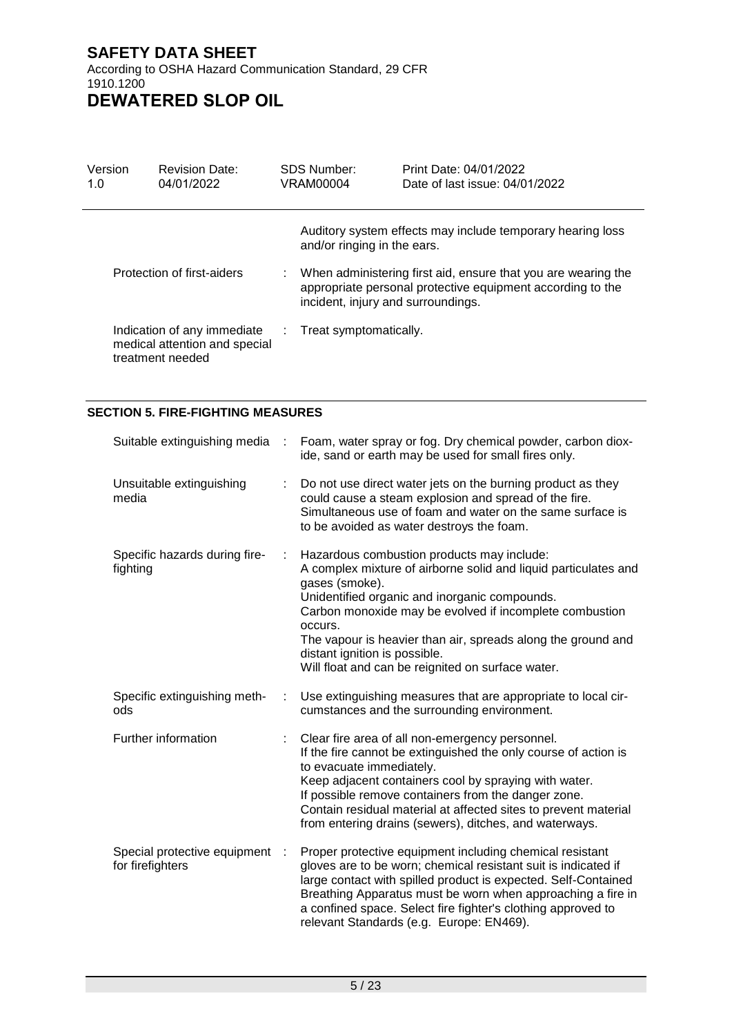Auditory system effects may include temporary hearing loss and/or ringing in the ears.

| | | |
|---|---|---|
| Protection of first-aiders | : | When administering first aid, ensure that you are wearing the appropriate personal protective equipment according to the incident, injury and surroundings. |
| Indication of any immediate medical attention and special treatment needed | : | Treat symptomatically. |

## SECTION 5. FIRE-FIGHTING MEASURES

| | | |
|---|---|---|
| Suitable extinguishing media | : | Foam, water spray or fog. Dry chemical powder, carbon dioxide, sand or earth may be used for small fires only. |
| Unsuitable extinguishing media | : | Do not use direct water jets on the burning product as they could cause a steam explosion and spread of the fire. Simultaneous use of foam and water on the same surface is to be avoided as water destroys the foam. |
| Specific hazards during firefighting | : | Hazardous combustion products may include:<br>A complex mixture of airborne solid and liquid particulates and gases (smoke).<br>Unidentified organic and inorganic compounds.<br>Carbon monoxide may be evolved if incomplete combustion occurs.<br>The vapour is heavier than air, spreads along the ground and distant ignition is possible.<br>Will float and can be reignited on surface water. |
| Specific extinguishing methods | : | Use extinguishing measures that are appropriate to local circumstances and the surrounding environment. |
| Further information | : | Clear fire area of all non-emergency personnel.<br>If the fire cannot be extinguished the only course of action is to evacuate immediately.<br>Keep adjacent containers cool by spraying with water.<br>If possible remove containers from the danger zone.<br>Contain residual material at affected sites to prevent material from entering drains (sewers), ditches, and waterways. |
| Special protective equipment for firefighters | : | Proper protective equipment including chemical resistant gloves are to be worn; chemical resistant suit is indicated if large contact with spilled product is expected. Self-Contained Breathing Apparatus must be worn when approaching a fire in a confined space. Select fire fighter's clothing approved to relevant Standards (e.g. Europe: EN469). |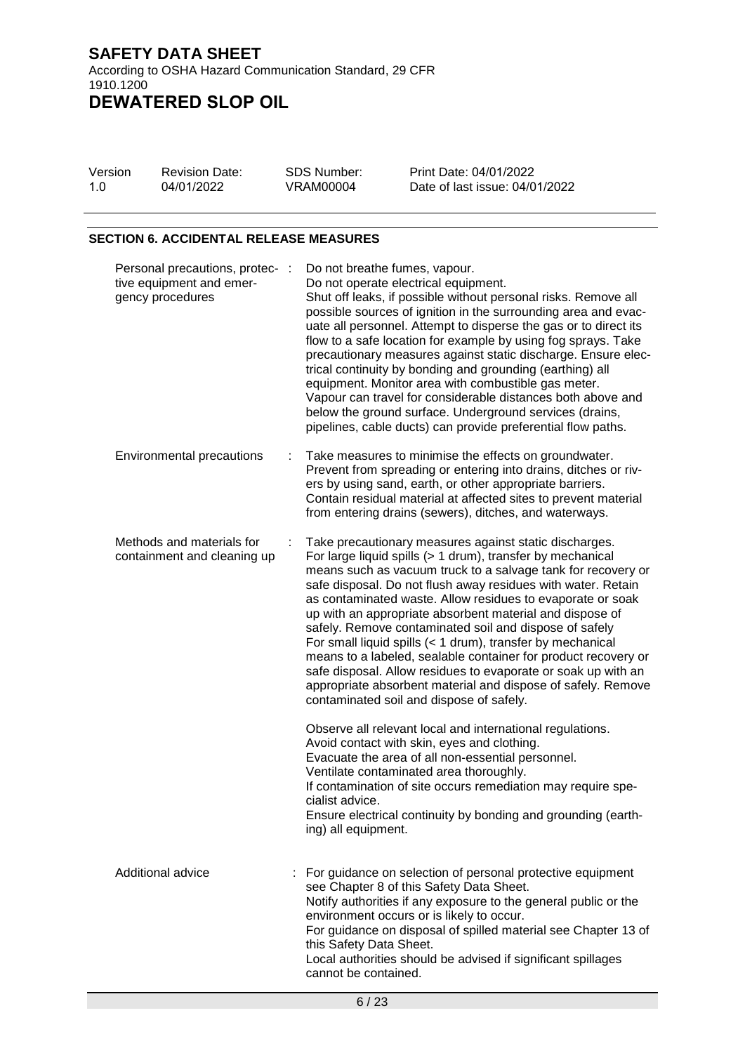## SECTION 6. ACCIDENTAL RELEASE MEASURES

| | | |
|---|---|---|
| Personal precautions, protective equipment and emergency procedures | : | Do not breathe fumes, vapour.<br>Do not operate electrical equipment.<br>Shut off leaks, if possible without personal risks. Remove all possible sources of ignition in the surrounding area and evacuate all personnel. Attempt to disperse the gas or to direct its flow to a safe location for example by using fog sprays. Take precautionary measures against static discharge. Ensure electrical continuity by bonding and grounding (earthing) all equipment. Monitor area with combustible gas meter.<br>Vapour can travel for considerable distances both above and below the ground surface. Underground services (drains, pipelines, cable ducts) can provide preferential flow paths. |
| Environmental precautions | : | Take measures to minimise the effects on groundwater.<br>Prevent from spreading or entering into drains, ditches or rivers by using sand, earth, or other appropriate barriers.<br>Contain residual material at affected sites to prevent material from entering drains (sewers), ditches, and waterways. |
| Methods and materials for containment and cleaning up | : | Take precautionary measures against static discharges.<br>For large liquid spills (> 1 drum), transfer by mechanical means such as vacuum truck to a salvage tank for recovery or safe disposal. Do not flush away residues with water. Retain as contaminated waste. Allow residues to evaporate or soak up with an appropriate absorbent material and dispose of safely. Remove contaminated soil and dispose of safely<br>For small liquid spills (< 1 drum), transfer by mechanical means to a labeled, sealable container for product recovery or safe disposal. Allow residues to evaporate or soak up with an appropriate absorbent material and dispose of safely. Remove contaminated soil and dispose of safely.<br><br>Observe all relevant local and international regulations.<br>Avoid contact with skin, eyes and clothing.<br>Evacuate the area of all non-essential personnel.<br>Ventilate contaminated area thoroughly.<br>If contamination of site occurs remediation may require specialist advice.<br>Ensure electrical continuity by bonding and grounding (earthing) all equipment. |
| Additional advice | : | For guidance on selection of personal protective equipment see Chapter 8 of this Safety Data Sheet.<br>Notify authorities if any exposure to the general public or the environment occurs or is likely to occur.<br>For guidance on disposal of spilled material see Chapter 13 of this Safety Data Sheet.<br>Local authorities should be advised if significant spillages cannot be contained. |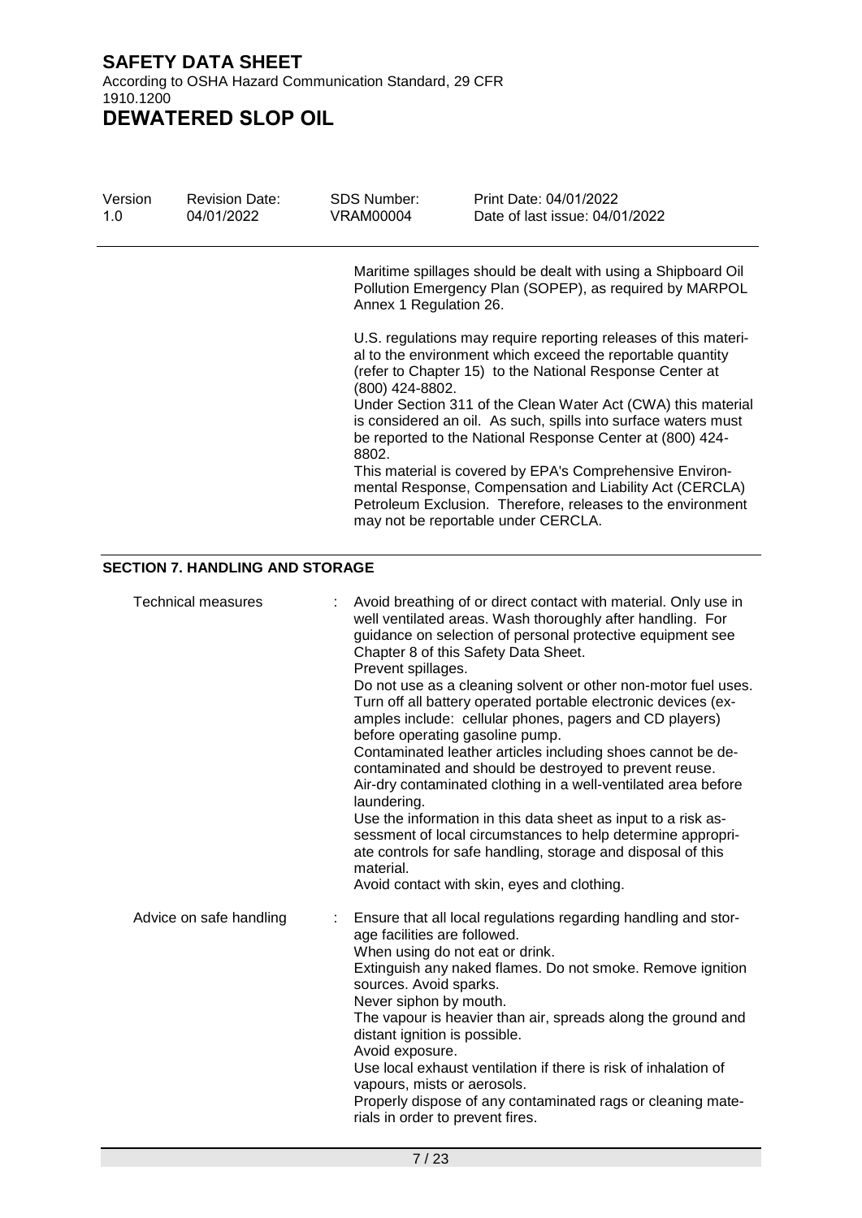Maritime spillages should be dealt with using a Shipboard Oil Pollution Emergency Plan (SOPEP), as required by MARPOL Annex 1 Regulation 26.

U.S. regulations may require reporting releases of this material to the environment which exceed the reportable quantity (refer to Chapter 15) to the National Response Center at (800) 424-8802.
Under Section 311 of the Clean Water Act (CWA) this material is considered an oil. As such, spills into surface waters must be reported to the National Response Center at (800) 424-8802.
This material is covered by EPA's Comprehensive Environmental Response, Compensation and Liability Act (CERCLA) Petroleum Exclusion. Therefore, releases to the environment may not be reportable under CERCLA.

## SECTION 7. HANDLING AND STORAGE

Technical measures : Avoid breathing of or direct contact with material. Only use in well ventilated areas. Wash thoroughly after handling. For guidance on selection of personal protective equipment see Chapter 8 of this Safety Data Sheet.
Prevent spillages.
Do not use as a cleaning solvent or other non-motor fuel uses.
Turn off all battery operated portable electronic devices (examples include: cellular phones, pagers and CD players) before operating gasoline pump.
Contaminated leather articles including shoes cannot be decontaminated and should be destroyed to prevent reuse.
Air-dry contaminated clothing in a well-ventilated area before laundering.
Use the information in this data sheet as input to a risk assessment of local circumstances to help determine appropriate controls for safe handling, storage and disposal of this material.
Avoid contact with skin, eyes and clothing.

Advice on safe handling : Ensure that all local regulations regarding handling and storage facilities are followed.
When using do not eat or drink.
Extinguish any naked flames. Do not smoke. Remove ignition sources. Avoid sparks.
Never siphon by mouth.
The vapour is heavier than air, spreads along the ground and distant ignition is possible.
Avoid exposure.
Use local exhaust ventilation if there is risk of inhalation of vapours, mists or aerosols.
Properly dispose of any contaminated rags or cleaning materials in order to prevent fires.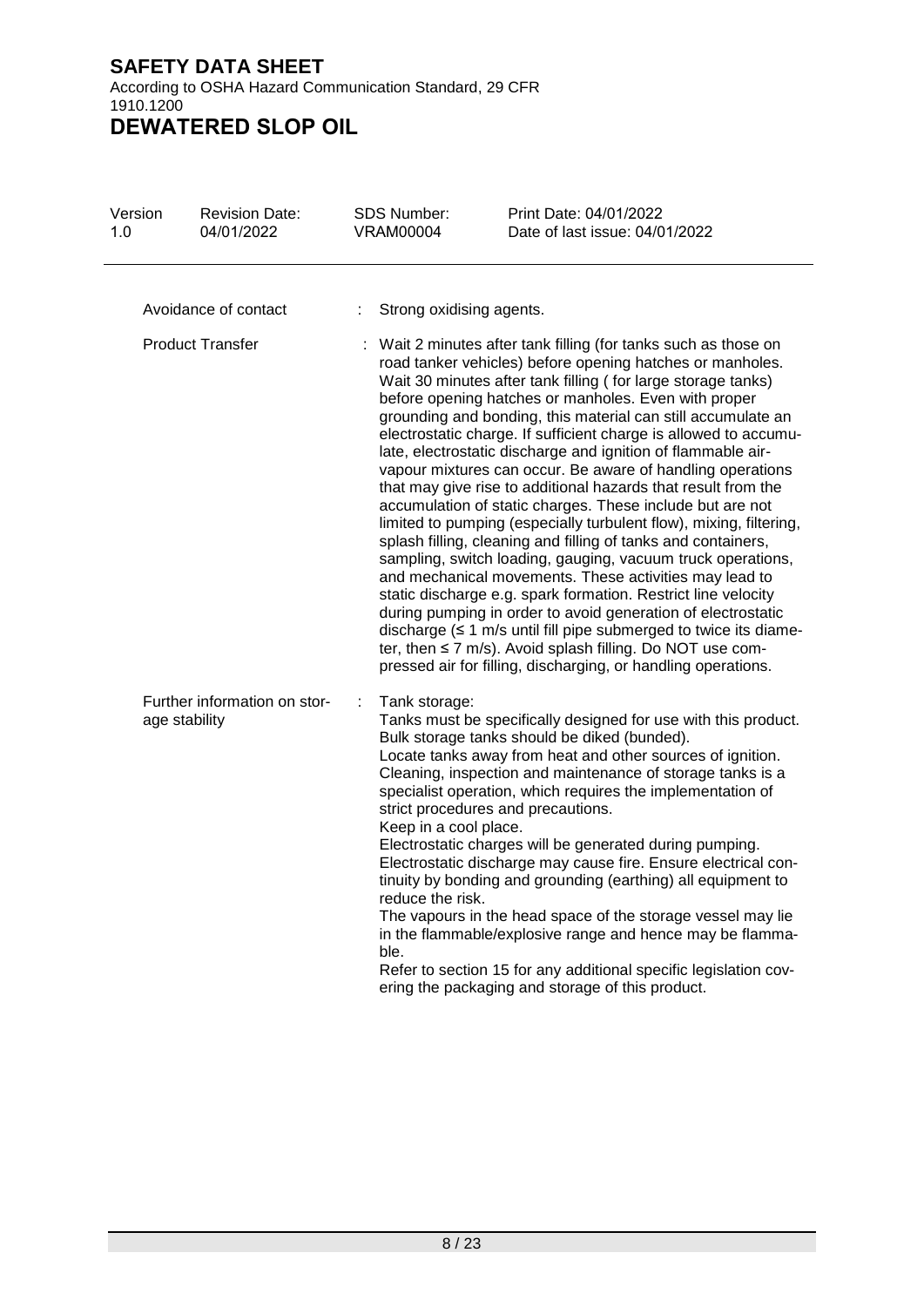| | | |
|---|---|---|
| Avoidance of contact | : | Strong oxidising agents. |
| Product Transfer | : | Wait 2 minutes after tank filling (for tanks such as those on road tanker vehicles) before opening hatches or manholes. Wait 30 minutes after tank filling ( for large storage tanks) before opening hatches or manholes. Even with proper grounding and bonding, this material can still accumulate an electrostatic charge. If sufficient charge is allowed to accumulate, electrostatic discharge and ignition of flammable air-vapour mixtures can occur. Be aware of handling operations that may give rise to additional hazards that result from the accumulation of static charges. These include but are not limited to pumping (especially turbulent flow), mixing, filtering, splash filling, cleaning and filling of tanks and containers, sampling, switch loading, gauging, vacuum truck operations, and mechanical movements. These activities may lead to static discharge e.g. spark formation. Restrict line velocity during pumping in order to avoid generation of electrostatic discharge (≤ 1 m/s until fill pipe submerged to twice its diameter, then ≤ 7 m/s). Avoid splash filling. Do NOT use compressed air for filling, discharging, or handling operations. |
| Further information on storage stability | : | Tank storage:<br>Tanks must be specifically designed for use with this product.<br>Bulk storage tanks should be diked (bunded).<br>Locate tanks away from heat and other sources of ignition.<br>Cleaning, inspection and maintenance of storage tanks is a specialist operation, which requires the implementation of strict procedures and precautions.<br>Keep in a cool place.<br>Electrostatic charges will be generated during pumping.<br>Electrostatic discharge may cause fire. Ensure electrical continuity by bonding and grounding (earthing) all equipment to reduce the risk.<br>The vapours in the head space of the storage vessel may lie in the flammable/explosive range and hence may be flammable.<br>Refer to section 15 for any additional specific legislation covering the packaging and storage of this product. |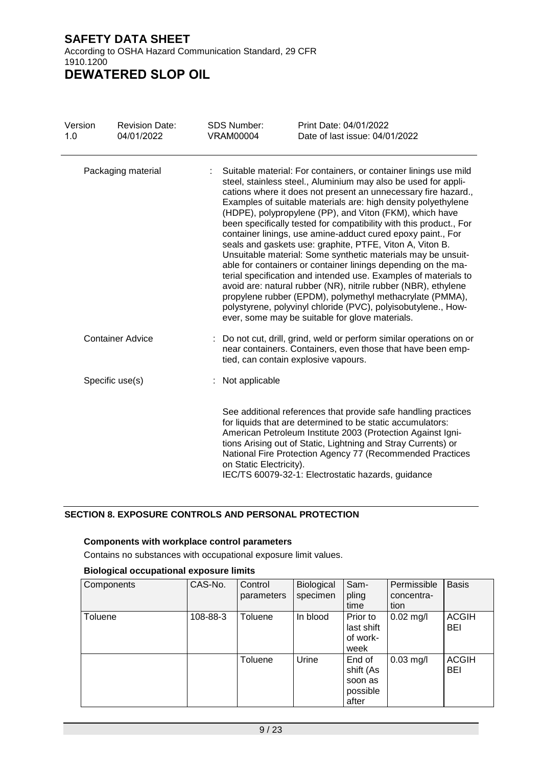| Version 1.0 | Revision Date: 04/01/2022 | SDS Number: VRAM00004 | Print Date: 04/01/2022 Date of last issue: 04/01/2022 |
|---|---|---|---|

Packaging material : Suitable material: For containers, or container linings use mild steel, stainless steel., Aluminium may also be used for applications where it does not present an unnecessary fire hazard., Examples of suitable materials are: high density polyethylene (HDPE), polypropylene (PP), and Viton (FKM), which have been specifically tested for compatibility with this product., For container linings, use amine-adduct cured epoxy paint., For seals and gaskets use: graphite, PTFE, Viton A, Viton B. Unsuitable material: Some synthetic materials may be unsuitable for containers or container linings depending on the material specification and intended use. Examples of materials to avoid are: natural rubber (NR), nitrile rubber (NBR), ethylene propylene rubber (EPDM), polymethyl methacrylate (PMMA), polystyrene, polyvinyl chloride (PVC), polyisobutylene., However, some may be suitable for glove materials.

Container Advice : Do not cut, drill, grind, weld or perform similar operations on or near containers. Containers, even those that have been emptied, can contain explosive vapours.

Specific use(s) : Not applicable

See additional references that provide safe handling practices for liquids that are determined to be static accumulators: American Petroleum Institute 2003 (Protection Against Ignitions Arising out of Static, Lightning and Stray Currents) or National Fire Protection Agency 77 (Recommended Practices on Static Electricity).
IEC/TS 60079-32-1: Electrostatic hazards, guidance

## SECTION 8. EXPOSURE CONTROLS AND PERSONAL PROTECTION

**Components with workplace control parameters**

Contains no substances with occupational exposure limit values.

**Biological occupational exposure limits**

| Components | CAS-No. | Control parameters | Biological specimen | Sampling time | Permissible concentration | Basis |
|---|---|---|---|---|---|---|
| Toluene | 108-88-3 | Toluene | In blood | Prior to last shift of workweek | 0.02 mg/l | ACGIH BEI |
| | | Toluene | Urine | End of shift (As soon as possible after | 0.03 mg/l | ACGIH BEI |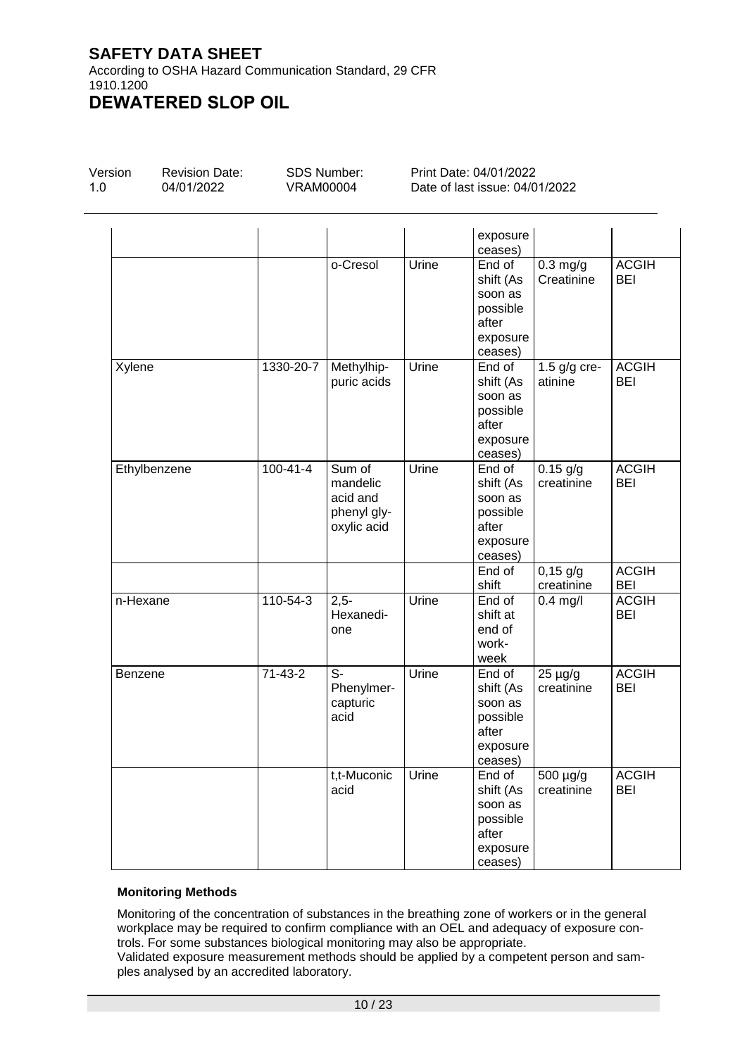| | | | | exposure ceases) | | |
|---|---|---|---|---|---|---|
| | | o-Cresol | Urine | End of shift (As soon as possible after exposure ceases) | 0.3 mg/g Creatinine | ACGIH BEI |
| Xylene | 1330-20-7 | Methylhippuric acids | Urine | End of shift (As soon as possible after exposure ceases) | 1.5 g/g creatinine | ACGIH BEI |
| Ethylbenzene | 100-41-4 | Sum of mandelic acid and phenyl glyoxylic acid | Urine | End of shift (As soon as possible after exposure ceases) | 0.15 g/g creatinine | ACGIH BEI |
| | | | | End of shift | 0,15 g/g creatinine | ACGIH BEI |
| n-Hexane | 110-54-3 | 2,5-Hexanedione | Urine | End of shift at end of workweek | 0.4 mg/l | ACGIH BEI |
| Benzene | 71-43-2 | S-Phenylmercapturic acid | Urine | End of shift (As soon as possible after exposure ceases) | 25 µg/g creatinine | ACGIH BEI |
| | | t,t-Muconic acid | Urine | End of shift (As soon as possible after exposure ceases) | 500 µg/g creatinine | ACGIH BEI |

**Monitoring Methods**

Monitoring of the concentration of substances in the breathing zone of workers or in the general workplace may be required to confirm compliance with an OEL and adequacy of exposure controls. For some substances biological monitoring may also be appropriate.
Validated exposure measurement methods should be applied by a competent person and samples analysed by an accredited laboratory.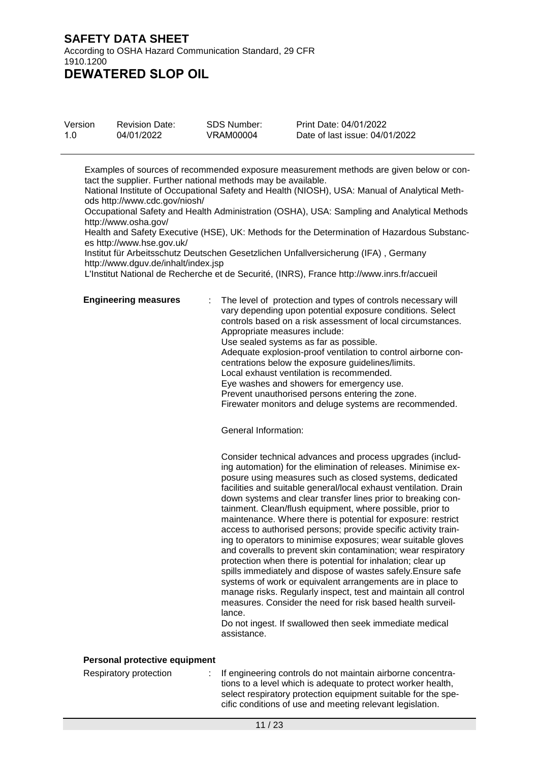Examples of sources of recommended exposure measurement methods are given below or contact the supplier. Further national methods may be available.
National Institute of Occupational Safety and Health (NIOSH), USA: Manual of Analytical Methods http://www.cdc.gov/niosh/
Occupational Safety and Health Administration (OSHA), USA: Sampling and Analytical Methods http://www.osha.gov/
Health and Safety Executive (HSE), UK: Methods for the Determination of Hazardous Substances http://www.hse.gov.uk/
Institut für Arbeitsschutz Deutschen Gesetzlichen Unfallversicherung (IFA) , Germany http://www.dguv.de/inhalt/index.jsp
L'Institut National de Recherche et de Securité, (INRS), France http://www.inrs.fr/accueil

**Engineering measures** : The level of protection and types of controls necessary will vary depending upon potential exposure conditions. Select controls based on a risk assessment of local circumstances.
Appropriate measures include:
Use sealed systems as far as possible.
Adequate explosion-proof ventilation to control airborne concentrations below the exposure guidelines/limits.
Local exhaust ventilation is recommended.
Eye washes and showers for emergency use.
Prevent unauthorised persons entering the zone.
Firewater monitors and deluge systems are recommended.

General Information:

Consider technical advances and process upgrades (including automation) for the elimination of releases. Minimise exposure using measures such as closed systems, dedicated facilities and suitable general/local exhaust ventilation. Drain down systems and clear transfer lines prior to breaking containment. Clean/flush equipment, where possible, prior to maintenance. Where there is potential for exposure: restrict access to authorised persons; provide specific activity training to operators to minimise exposures; wear suitable gloves and coveralls to prevent skin contamination; wear respiratory protection when there is potential for inhalation; clear up spills immediately and dispose of wastes safely.Ensure safe systems of work or equivalent arrangements are in place to manage risks. Regularly inspect, test and maintain all control measures. Consider the need for risk based health surveillance.
Do not ingest. If swallowed then seek immediate medical assistance.

**Personal protective equipment**

Respiratory protection : If engineering controls do not maintain airborne concentrations to a level which is adequate to protect worker health, select respiratory protection equipment suitable for the specific conditions of use and meeting relevant legislation.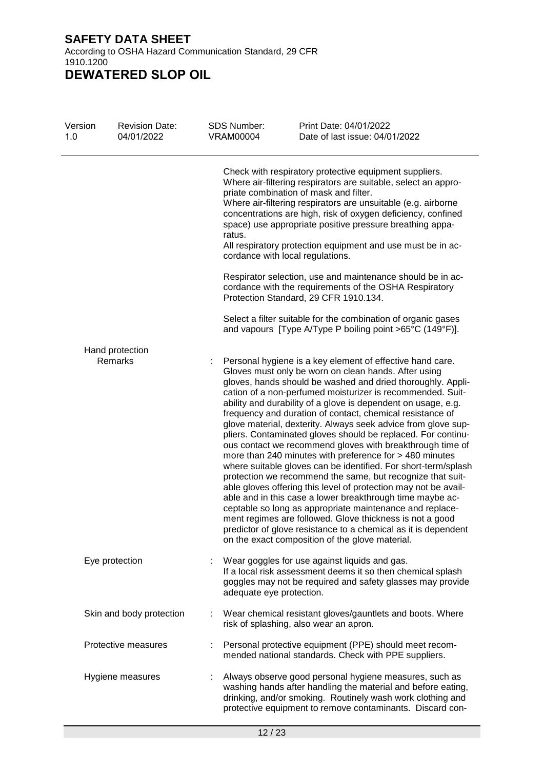Check with respiratory protective equipment suppliers. Where air-filtering respirators are suitable, select an appropriate combination of mask and filter.
Where air-filtering respirators are unsuitable (e.g. airborne concentrations are high, risk of oxygen deficiency, confined space) use appropriate positive pressure breathing apparatus.
All respiratory protection equipment and use must be in accordance with local regulations.

Respirator selection, use and maintenance should be in accordance with the requirements of the OSHA Respiratory Protection Standard, 29 CFR 1910.134.

Select a filter suitable for the combination of organic gases and vapours [Type A/Type P boiling point >65°C (149°F)].

**Hand protection**

**Remarks** : Personal hygiene is a key element of effective hand care. Gloves must only be worn on clean hands. After using gloves, hands should be washed and dried thoroughly. Application of a non-perfumed moisturizer is recommended. Suitability and durability of a glove is dependent on usage, e.g. frequency and duration of contact, chemical resistance of glove material, dexterity. Always seek advice from glove suppliers. Contaminated gloves should be replaced. For continuous contact we recommend gloves with breakthrough time of more than 240 minutes with preference for > 480 minutes where suitable gloves can be identified. For short-term/splash protection we recommend the same, but recognize that suitable gloves offering this level of protection may not be available and in this case a lower breakthrough time maybe acceptable so long as appropriate maintenance and replacement regimes are followed. Glove thickness is not a good predictor of glove resistance to a chemical as it is dependent on the exact composition of the glove material.

**Eye protection** : Wear goggles for use against liquids and gas.
If a local risk assessment deems it so then chemical splash goggles may not be required and safety glasses may provide adequate eye protection.

**Skin and body protection** : Wear chemical resistant gloves/gauntlets and boots. Where risk of splashing, also wear an apron.

**Protective measures** : Personal protective equipment (PPE) should meet recommended national standards. Check with PPE suppliers.

**Hygiene measures** : Always observe good personal hygiene measures, such as washing hands after handling the material and before eating, drinking, and/or smoking. Routinely wash work clothing and protective equipment to remove contaminants. Discard con-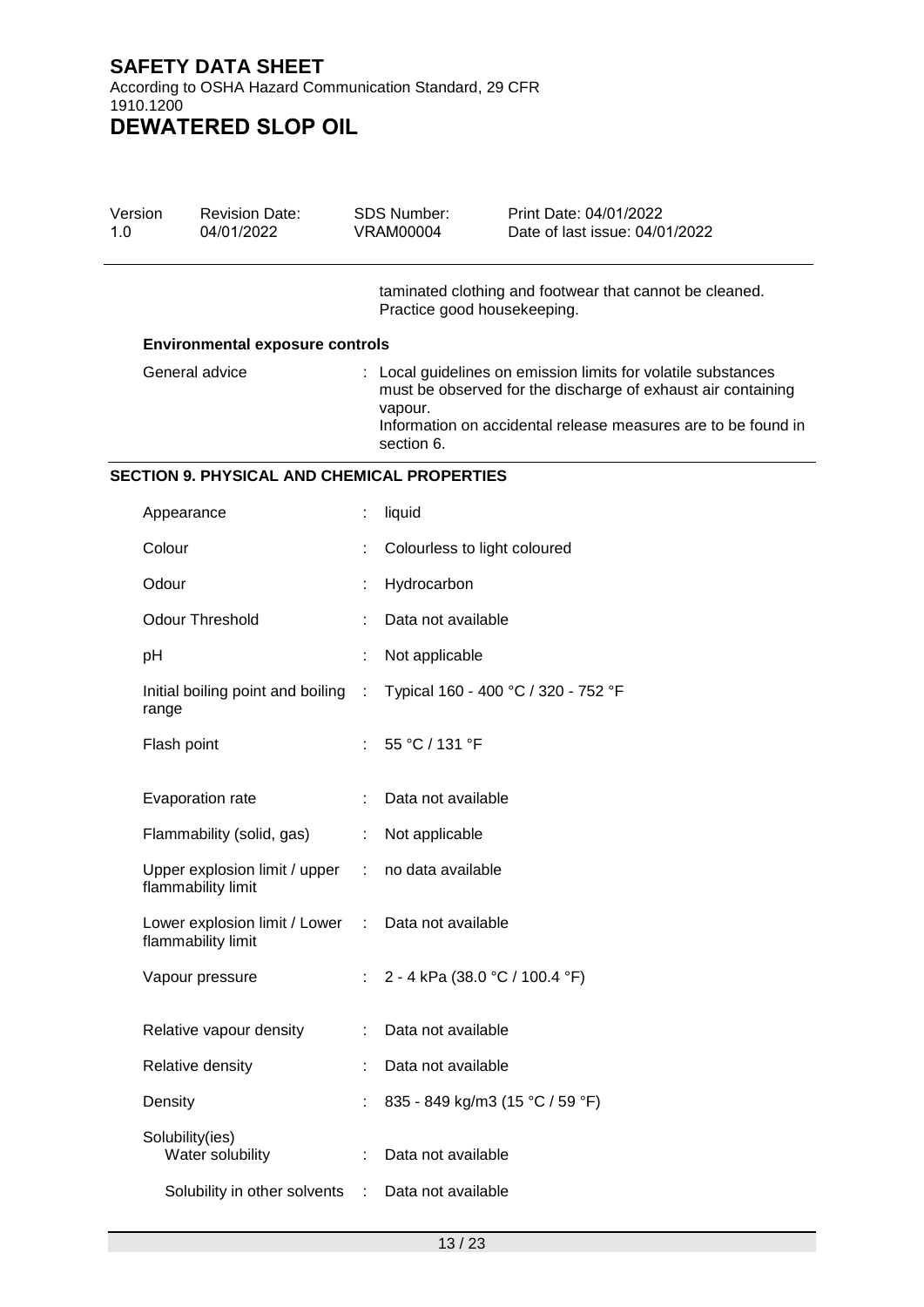taminated clothing and footwear that cannot be cleaned. Practice good housekeeping.

**Environmental exposure controls**

| | | |
|---|---|---|
| General advice | : | Local guidelines on emission limits for volatile substances must be observed for the discharge of exhaust air containing vapour. Information on accidental release measures are to be found in section 6. |

## SECTION 9. PHYSICAL AND CHEMICAL PROPERTIES

| | | |
|---|---|---|
| Appearance | : | liquid |
| Colour | : | Colourless to light coloured |
| Odour | : | Hydrocarbon |
| Odour Threshold | : | Data not available |
| pH | : | Not applicable |
| Initial boiling point and boiling range | : | Typical 160 - 400 °C / 320 - 752 °F |
| Flash point | : | 55 °C / 131 °F |
| Evaporation rate | : | Data not available |
| Flammability (solid, gas) | : | Not applicable |
| Upper explosion limit / upper flammability limit | : | no data available |
| Lower explosion limit / Lower flammability limit | : | Data not available |
| Vapour pressure | : | 2 - 4 kPa (38.0 °C / 100.4 °F) |
| Relative vapour density | : | Data not available |
| Relative density | : | Data not available |
| Density | : | 835 - 849 kg/m3 (15 °C / 59 °F) |
| Solubility(ies) | | |
| Water solubility | : | Data not available |
| Solubility in other solvents | : | Data not available |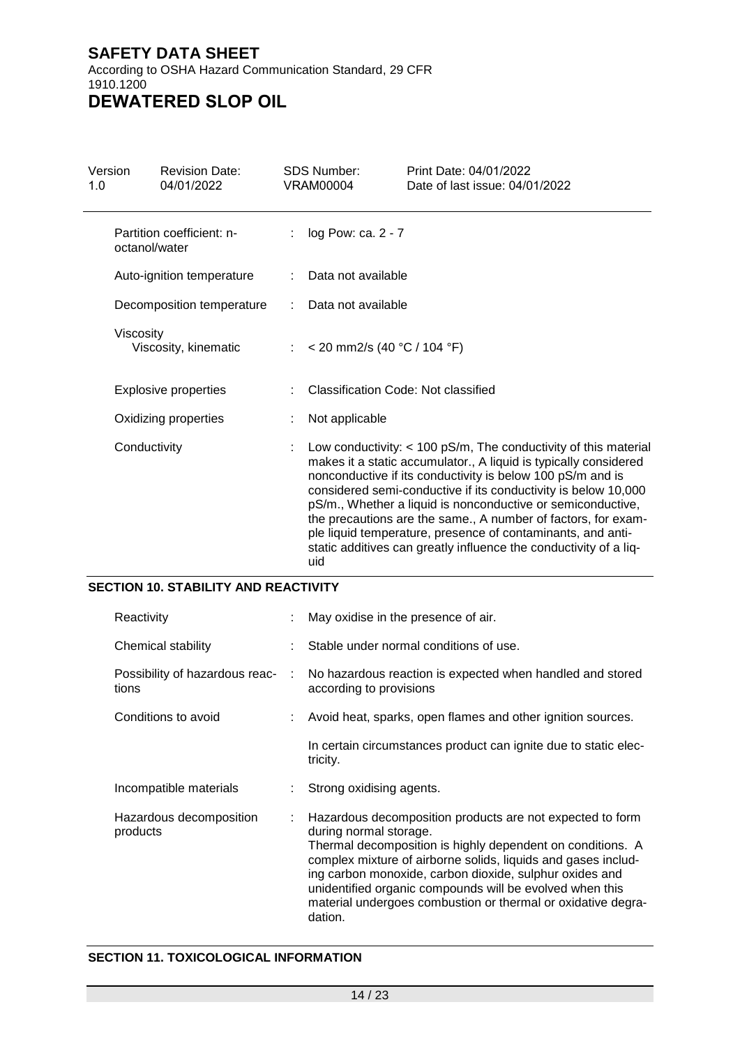| | | |
|---|---|---|
| Partition coefficient: n-octanol/water | : | log Pow: ca. 2 - 7 |
| Auto-ignition temperature | : | Data not available |
| Decomposition temperature | : | Data not available |
| Viscosity<br>Viscosity, kinematic | : | < 20 mm2/s (40 °C / 104 °F) |
| Explosive properties | : | Classification Code: Not classified |
| Oxidizing properties | : | Not applicable |
| Conductivity | : | Low conductivity: < 100 pS/m, The conductivity of this material makes it a static accumulator., A liquid is typically considered nonconductive if its conductivity is below 100 pS/m and is considered semi-conductive if its conductivity is below 10,000 pS/m., Whether a liquid is nonconductive or semiconductive, the precautions are the same., A number of factors, for example liquid temperature, presence of contaminants, and anti-static additives can greatly influence the conductivity of a liquid |

## SECTION 10. STABILITY AND REACTIVITY

| | | |
|---|---|---|
| Reactivity | : | May oxidise in the presence of air. |
| Chemical stability | : | Stable under normal conditions of use. |
| Possibility of hazardous reactions | : | No hazardous reaction is expected when handled and stored according to provisions |
| Conditions to avoid | : | Avoid heat, sparks, open flames and other ignition sources.<br><br>In certain circumstances product can ignite due to static electricity. |
| Incompatible materials | : | Strong oxidising agents. |
| Hazardous decomposition products | : | Hazardous decomposition products are not expected to form during normal storage.<br>Thermal decomposition is highly dependent on conditions. A complex mixture of airborne solids, liquids and gases including carbon monoxide, carbon dioxide, sulphur oxides and unidentified organic compounds will be evolved when this material undergoes combustion or thermal or oxidative degradation. |

## SECTION 11. TOXICOLOGICAL INFORMATION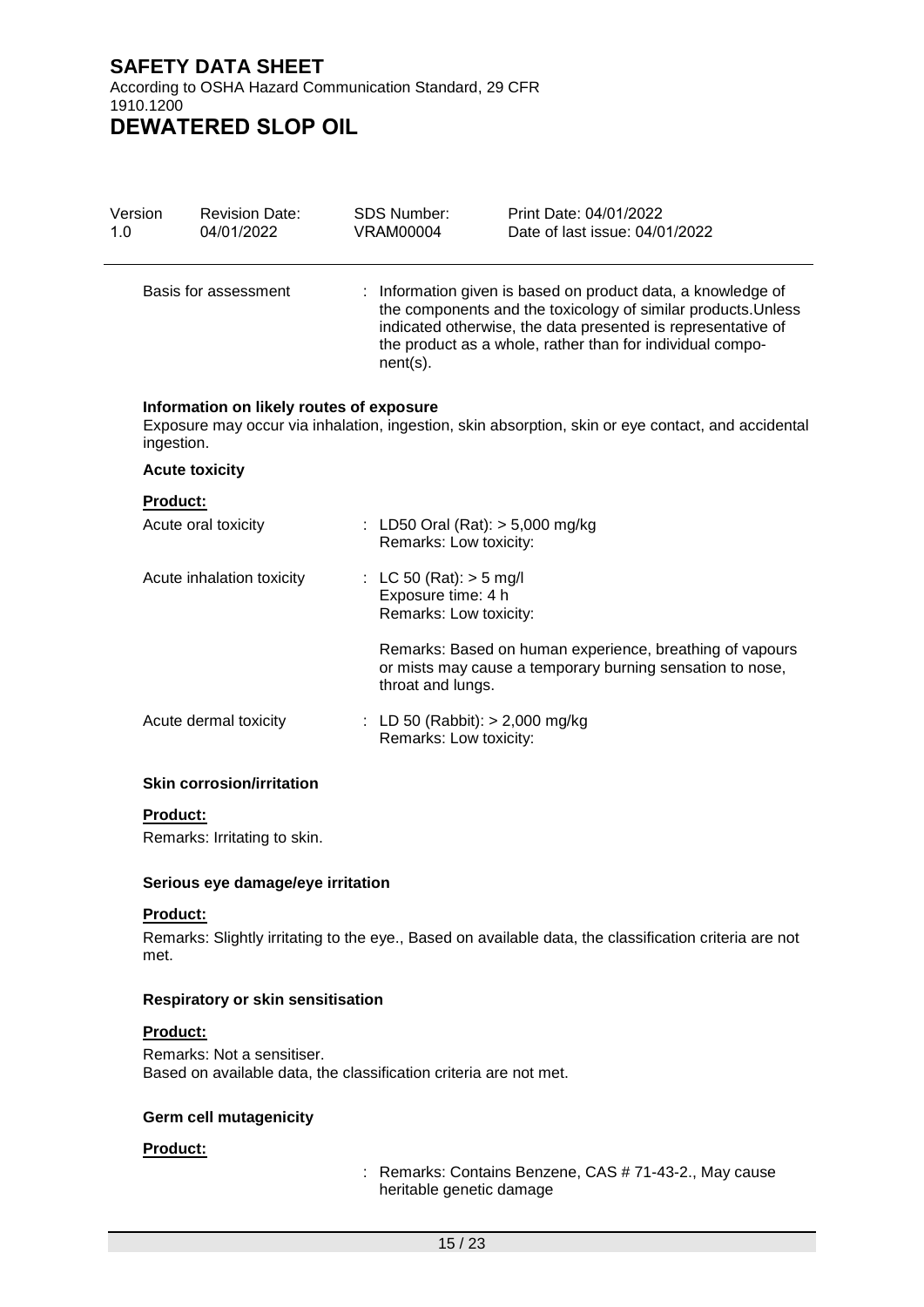| Basis for assessment | : Information given is based on product data, a knowledge of the components and the toxicology of similar products.Unless indicated otherwise, the data presented is representative of the product as a whole, rather than for individual compo-nent(s). |
|---|---|

**Information on likely routes of exposure**

Exposure may occur via inhalation, ingestion, skin absorption, skin or eye contact, and accidental ingestion.

**Acute toxicity**

**Product:**

| | |
|---|---|
| Acute oral toxicity | : LD50 Oral (Rat): > 5,000 mg/kg<br>Remarks: Low toxicity: |
| Acute inhalation toxicity | : LC 50 (Rat): > 5 mg/l<br>Exposure time: 4 h<br>Remarks: Low toxicity:<br><br>Remarks: Based on human experience, breathing of vapours or mists may cause a temporary burning sensation to nose, throat and lungs. |
| Acute dermal toxicity | : LD 50 (Rabbit): > 2,000 mg/kg<br>Remarks: Low toxicity: |

**Skin corrosion/irritation**

**Product:**

Remarks: Irritating to skin.

**Serious eye damage/eye irritation**

**Product:**

Remarks: Slightly irritating to the eye., Based on available data, the classification criteria are not met.

**Respiratory or skin sensitisation**

**Product:**

Remarks: Not a sensitiser.
Based on available data, the classification criteria are not met.

**Germ cell mutagenicity**

**Product:**

: Remarks: Contains Benzene, CAS # 71-43-2., May cause heritable genetic damage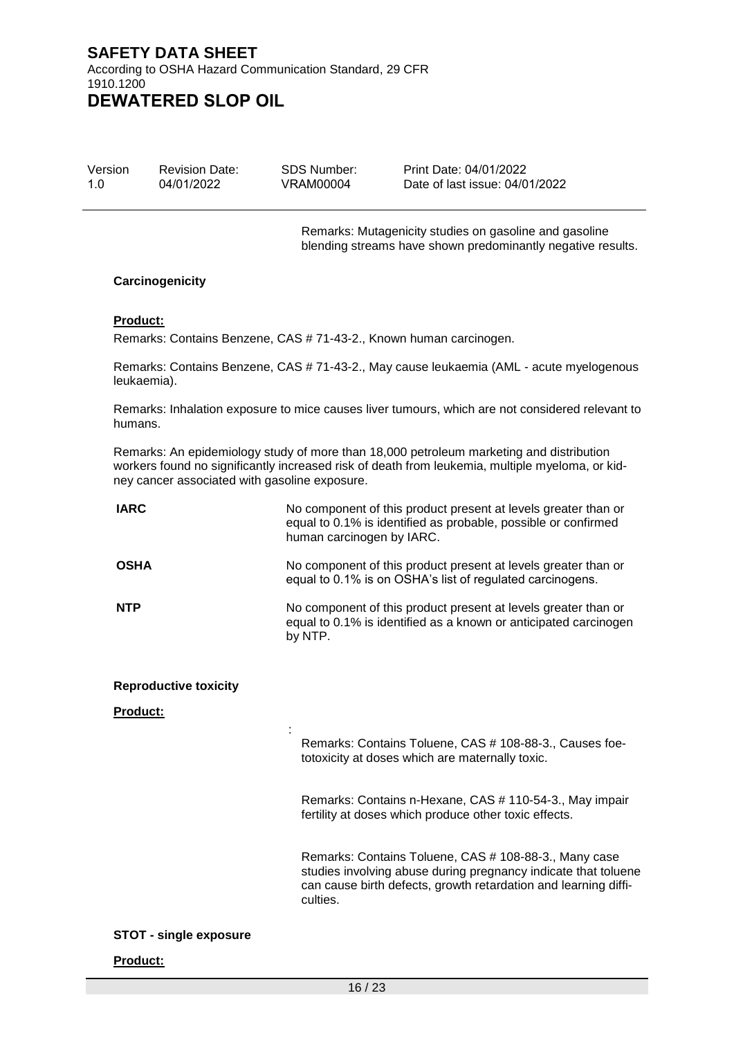Remarks: Mutagenicity studies on gasoline and gasoline blending streams have shown predominantly negative results.

**Carcinogenicity**

**Product:**

Remarks: Contains Benzene, CAS # 71-43-2., Known human carcinogen.

Remarks: Contains Benzene, CAS # 71-43-2., May cause leukaemia (AML - acute myelogenous leukaemia).

Remarks: Inhalation exposure to mice causes liver tumours, which are not considered relevant to humans.

Remarks: An epidemiology study of more than 18,000 petroleum marketing and distribution workers found no significantly increased risk of death from leukemia, multiple myeloma, or kidney cancer associated with gasoline exposure.

**IARC** No component of this product present at levels greater than or equal to 0.1% is identified as probable, possible or confirmed human carcinogen by IARC.

**OSHA** No component of this product present at levels greater than or equal to 0.1% is on OSHA's list of regulated carcinogens.

**NTP** No component of this product present at levels greater than or equal to 0.1% is identified as a known or anticipated carcinogen by NTP.

**Reproductive toxicity**

**Product:**

:

Remarks: Contains Toluene, CAS # 108-88-3., Causes foetotoxicity at doses which are maternally toxic.

Remarks: Contains n-Hexane, CAS # 110-54-3., May impair fertility at doses which produce other toxic effects.

Remarks: Contains Toluene, CAS # 108-88-3., Many case studies involving abuse during pregnancy indicate that toluene can cause birth defects, growth retardation and learning difficulties.

**STOT - single exposure**

**Product:**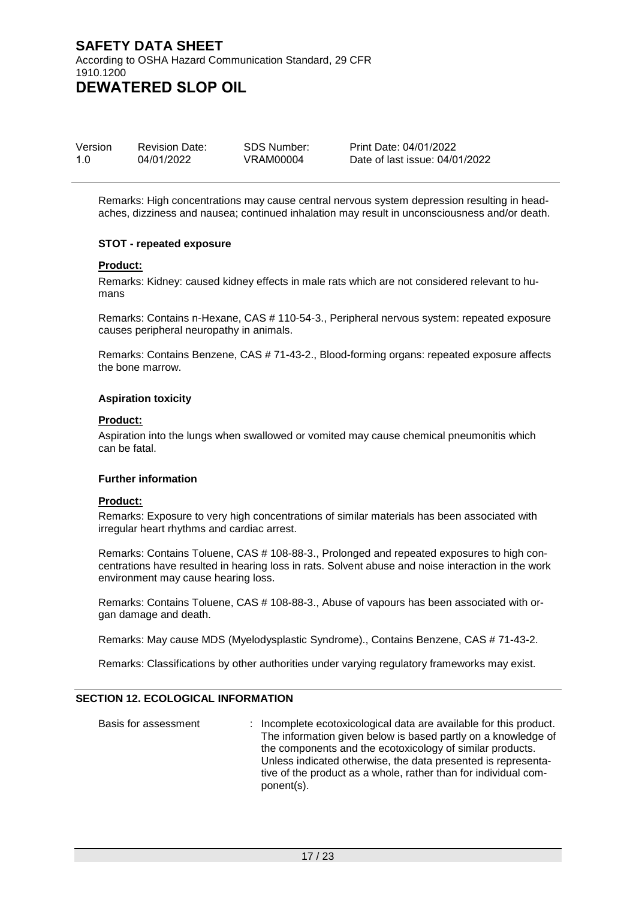Remarks: High concentrations may cause central nervous system depression resulting in headaches, dizziness and nausea; continued inhalation may result in unconsciousness and/or death.

**STOT - repeated exposure**

**Product:**

Remarks: Kidney: caused kidney effects in male rats which are not considered relevant to humans

Remarks: Contains n-Hexane, CAS # 110-54-3., Peripheral nervous system: repeated exposure causes peripheral neuropathy in animals.

Remarks: Contains Benzene, CAS # 71-43-2., Blood-forming organs: repeated exposure affects the bone marrow.

**Aspiration toxicity**

**Product:**

Aspiration into the lungs when swallowed or vomited may cause chemical pneumonitis which can be fatal.

**Further information**

**Product:**

Remarks: Exposure to very high concentrations of similar materials has been associated with irregular heart rhythms and cardiac arrest.

Remarks: Contains Toluene, CAS # 108-88-3., Prolonged and repeated exposures to high concentrations have resulted in hearing loss in rats. Solvent abuse and noise interaction in the work environment may cause hearing loss.

Remarks: Contains Toluene, CAS # 108-88-3., Abuse of vapours has been associated with organ damage and death.

Remarks: May cause MDS (Myelodysplastic Syndrome)., Contains Benzene, CAS # 71-43-2.

Remarks: Classifications by other authorities under varying regulatory frameworks may exist.

## SECTION 12. ECOLOGICAL INFORMATION

Basis for assessment : Incomplete ecotoxicological data are available for this product. The information given below is based partly on a knowledge of the components and the ecotoxicology of similar products. Unless indicated otherwise, the data presented is representative of the product as a whole, rather than for individual component(s).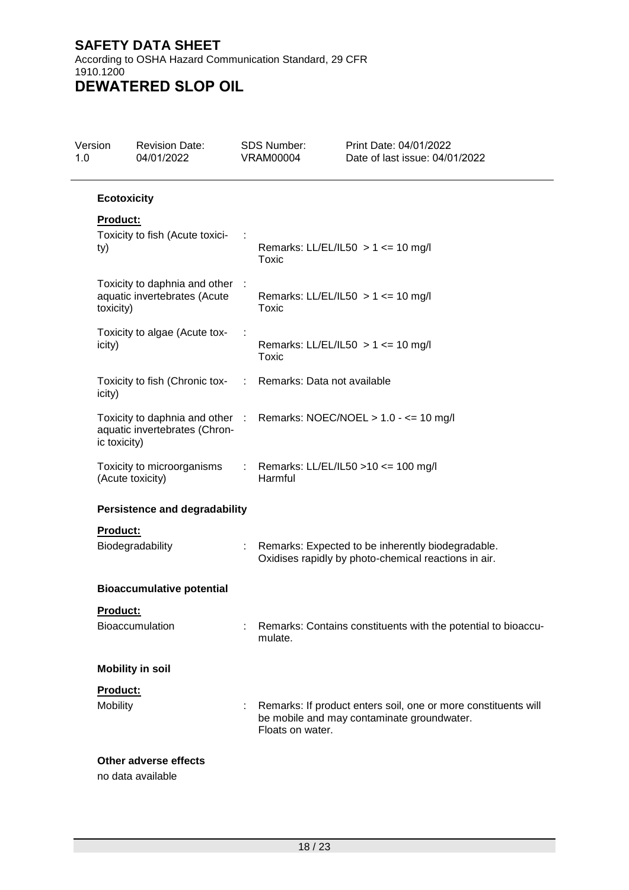### Ecotoxicity

**Product:**

| | | |
|---|---|---|
| Toxicity to fish (Acute toxicity) | : | Remarks: LL/EL/IL50 > 1 <= 10 mg/l<br>Toxic |
| Toxicity to daphnia and other aquatic invertebrates (Acute toxicity) | : | Remarks: LL/EL/IL50 > 1 <= 10 mg/l<br>Toxic |
| Toxicity to algae (Acute toxicity) | : | Remarks: LL/EL/IL50 > 1 <= 10 mg/l<br>Toxic |
| Toxicity to fish (Chronic toxicity) | : | Remarks: Data not available |
| Toxicity to daphnia and other aquatic invertebrates (Chronic toxicity) | : | Remarks: NOEC/NOEL > 1.0 - <= 10 mg/l |
| Toxicity to microorganisms (Acute toxicity) | : | Remarks: LL/EL/IL50 >10 <= 100 mg/l<br>Harmful |

### Persistence and degradability

**Product:**

Biodegradability : Remarks: Expected to be inherently biodegradable. Oxidises rapidly by photo-chemical reactions in air.

### Bioaccumulative potential

**Product:**

Bioaccumulation : Remarks: Contains constituents with the potential to bioaccumulate.

### Mobility in soil

**Product:**

Mobility : Remarks: If product enters soil, one or more constituents will be mobile and may contaminate groundwater. Floats on water.

### Other adverse effects

no data available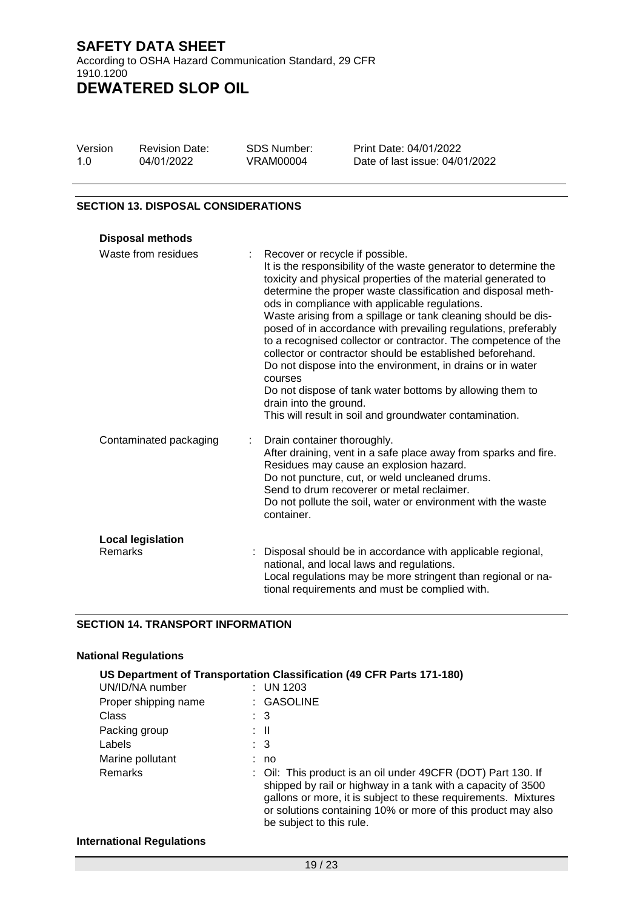## SECTION 13. DISPOSAL CONSIDERATIONS

**Disposal methods**

| | |
|---|---|
| Waste from residues | : Recover or recycle if possible.<br>It is the responsibility of the waste generator to determine the toxicity and physical properties of the material generated to determine the proper waste classification and disposal methods in compliance with applicable regulations.<br>Waste arising from a spillage or tank cleaning should be disposed of in accordance with prevailing regulations, preferably to a recognised collector or contractor. The competence of the collector or contractor should be established beforehand.<br>Do not dispose into the environment, in drains or in water courses<br>Do not dispose of tank water bottoms by allowing them to drain into the ground.<br>This will result in soil and groundwater contamination. |
| Contaminated packaging | : Drain container thoroughly.<br>After draining, vent in a safe place away from sparks and fire.<br>Residues may cause an explosion hazard.<br>Do not puncture, cut, or weld uncleaned drums.<br>Send to drum recoverer or metal reclaimer.<br>Do not pollute the soil, water or environment with the waste container. |

**Local legislation**

| | |
|---|---|
| Remarks | : Disposal should be in accordance with applicable regional, national, and local laws and regulations.<br>Local regulations may be more stringent than regional or national requirements and must be complied with. |

## SECTION 14. TRANSPORT INFORMATION

**National Regulations**

**US Department of Transportation Classification (49 CFR Parts 171-180)**

| | |
|---|---|
| UN/ID/NA number | : UN 1203 |
| Proper shipping name | : GASOLINE |
| Class | : 3 |
| Packing group | : II |
| Labels | : 3 |
| Marine pollutant | : no |
| Remarks | : Oil: This product is an oil under 49CFR (DOT) Part 130. If shipped by rail or highway in a tank with a capacity of 3500 gallons or more, it is subject to these requirements. Mixtures or solutions containing 10% or more of this product may also be subject to this rule. |

**International Regulations**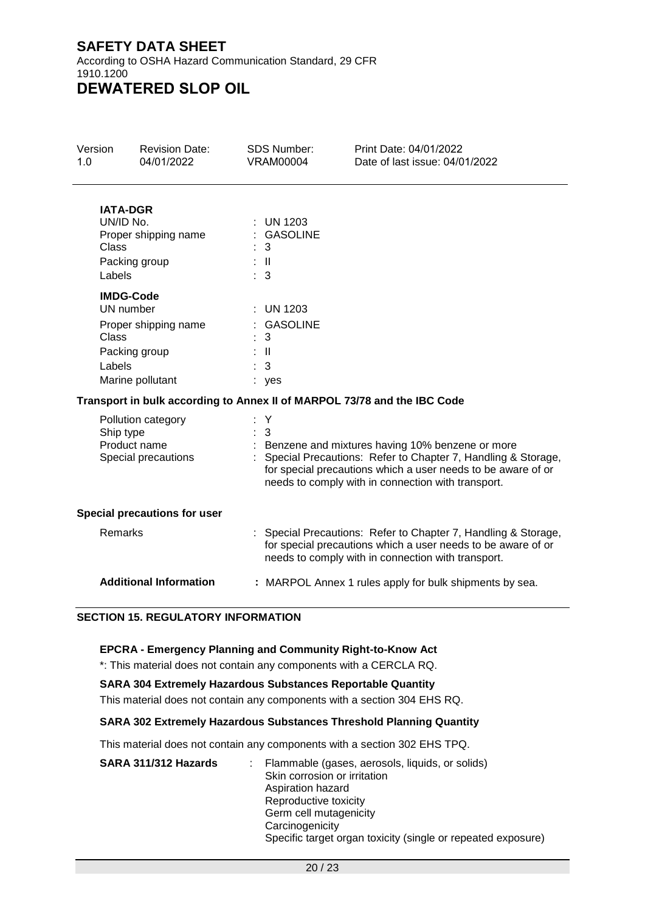**IATA-DGR**

| | |
|---|---|
| UN/ID No. | : UN 1203 |
| Proper shipping name | : GASOLINE |
| Class | : 3 |
| Packing group | : II |
| Labels | : 3 |

**IMDG-Code**

| | |
|---|---|
| UN number | : UN 1203 |
| Proper shipping name | : GASOLINE |
| Class | : 3 |
| Packing group | : II |
| Labels | : 3 |
| Marine pollutant | : yes |

**Transport in bulk according to Annex II of MARPOL 73/78 and the IBC Code**

| | |
|---|---|
| Pollution category | : Y |
| Ship type | : 3 |
| Product name | : Benzene and mixtures having 10% benzene or more |
| Special precautions | : Special Precautions: Refer to Chapter 7, Handling & Storage, for special precautions which a user needs to be aware of or needs to comply with in connection with transport. |

**Special precautions for user**

| | |
|---|---|
| Remarks | : Special Precautions: Refer to Chapter 7, Handling & Storage, for special precautions which a user needs to be aware of or needs to comply with in connection with transport. |

**Additional Information** : MARPOL Annex 1 rules apply for bulk shipments by sea.

## SECTION 15. REGULATORY INFORMATION

**EPCRA - Emergency Planning and Community Right-to-Know Act**

*: This material does not contain any components with a CERCLA RQ.

**SARA 304 Extremely Hazardous Substances Reportable Quantity**

This material does not contain any components with a section 304 EHS RQ.

**SARA 302 Extremely Hazardous Substances Threshold Planning Quantity**

This material does not contain any components with a section 302 EHS TPQ.

**SARA 311/312 Hazards** : Flammable (gases, aerosols, liquids, or solids)
Skin corrosion or irritation
Aspiration hazard
Reproductive toxicity
Germ cell mutagenicity
Carcinogenicity
Specific target organ toxicity (single or repeated exposure)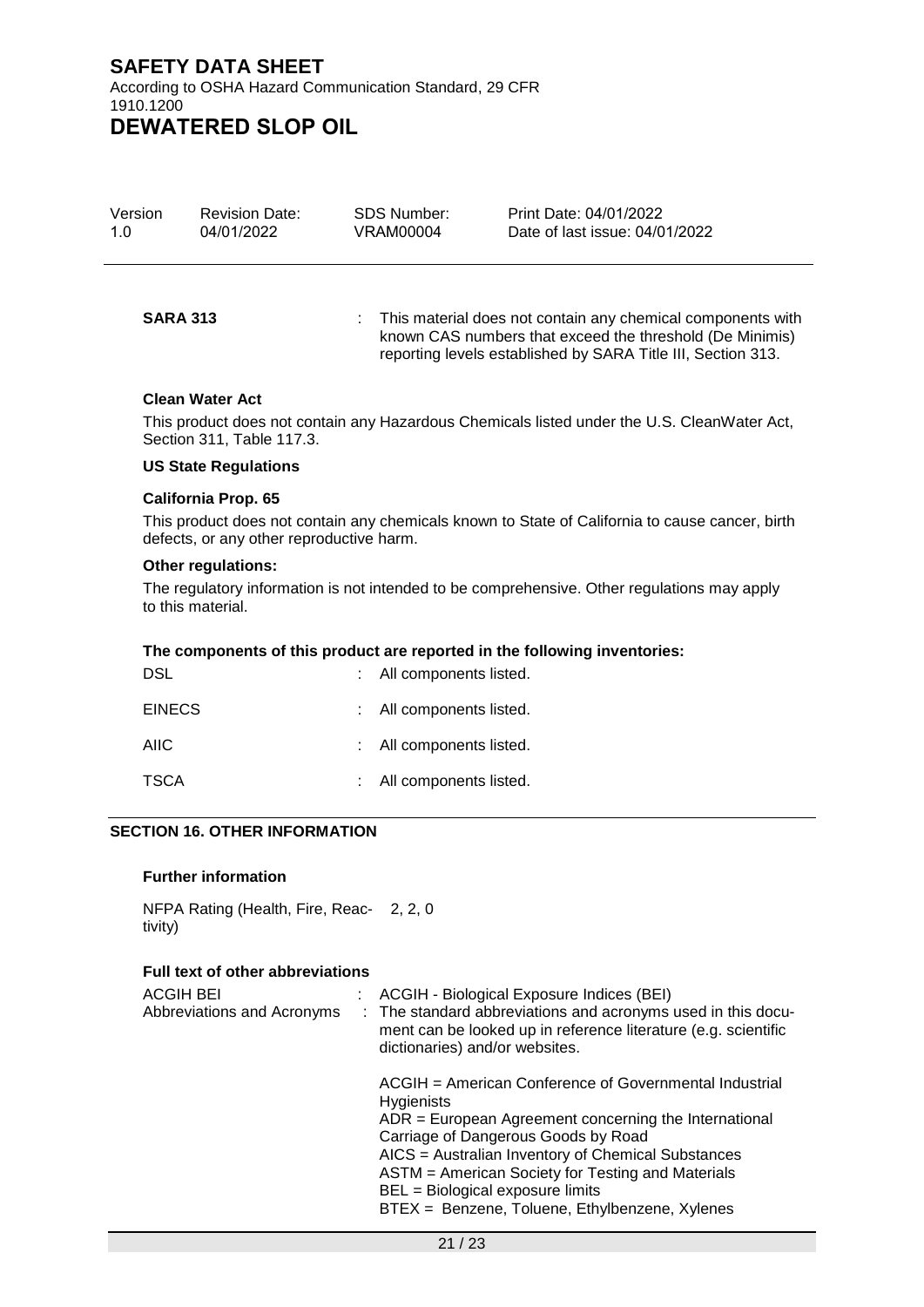**SARA 313** : This material does not contain any chemical components with known CAS numbers that exceed the threshold (De Minimis) reporting levels established by SARA Title III, Section 313.

**Clean Water Act**

This product does not contain any Hazardous Chemicals listed under the U.S. CleanWater Act, Section 311, Table 117.3.

**US State Regulations**

**California Prop. 65**

This product does not contain any chemicals known to State of California to cause cancer, birth defects, or any other reproductive harm.

**Other regulations:**

The regulatory information is not intended to be comprehensive. Other regulations may apply to this material.

**The components of this product are reported in the following inventories:**

| | | |
|---|---|---|
| DSL | : | All components listed. |
| EINECS | : | All components listed. |
| AIIC | : | All components listed. |
| TSCA | : | All components listed. |

## SECTION 16. OTHER INFORMATION

**Further information**

NFPA Rating (Health, Fire, Reactivity) 2, 2, 0

**Full text of other abbreviations**

ACGIH BEI : ACGIH - Biological Exposure Indices (BEI)

Abbreviations and Acronyms : The standard abbreviations and acronyms used in this document can be looked up in reference literature (e.g. scientific dictionaries) and/or websites.

ACGIH = American Conference of Governmental Industrial Hygienists
ADR = European Agreement concerning the International Carriage of Dangerous Goods by Road
AICS = Australian Inventory of Chemical Substances
ASTM = American Society for Testing and Materials
BEL = Biological exposure limits
BTEX = Benzene, Toluene, Ethylbenzene, Xylenes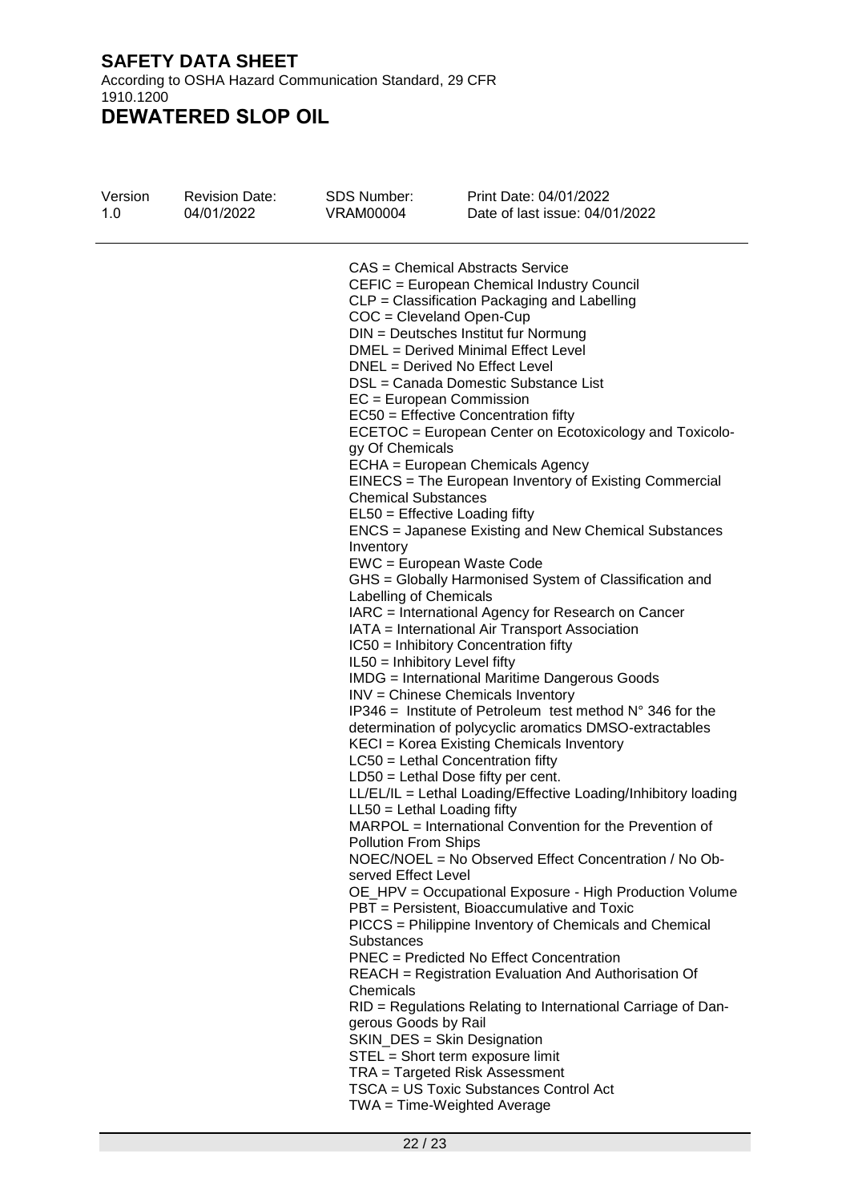CAS = Chemical Abstracts Service
CEFIC = European Chemical Industry Council
CLP = Classification Packaging and Labelling
COC = Cleveland Open-Cup
DIN = Deutsches Institut fur Normung
DMEL = Derived Minimal Effect Level
DNEL = Derived No Effect Level
DSL = Canada Domestic Substance List
EC = European Commission
EC50 = Effective Concentration fifty
ECETOC = European Center on Ecotoxicology and Toxicology Of Chemicals
ECHA = European Chemicals Agency
EINECS = The European Inventory of Existing Commercial Chemical Substances
EL50 = Effective Loading fifty
ENCS = Japanese Existing and New Chemical Substances Inventory
EWC = European Waste Code
GHS = Globally Harmonised System of Classification and Labelling of Chemicals
IARC = International Agency for Research on Cancer
IATA = International Air Transport Association
IC50 = Inhibitory Concentration fifty
IL50 = Inhibitory Level fifty
IMDG = International Maritime Dangerous Goods
INV = Chinese Chemicals Inventory
IP346 = Institute of Petroleum test method N° 346 for the determination of polycyclic aromatics DMSO-extractables
KECI = Korea Existing Chemicals Inventory
LC50 = Lethal Concentration fifty
LD50 = Lethal Dose fifty per cent.
LL/EL/IL = Lethal Loading/Effective Loading/Inhibitory loading
LL50 = Lethal Loading fifty
MARPOL = International Convention for the Prevention of Pollution From Ships
NOEC/NOEL = No Observed Effect Concentration / No Observed Effect Level
OE_HPV = Occupational Exposure - High Production Volume
PBT = Persistent, Bioaccumulative and Toxic
PICCS = Philippine Inventory of Chemicals and Chemical Substances
PNEC = Predicted No Effect Concentration
REACH = Registration Evaluation And Authorisation Of Chemicals
RID = Regulations Relating to International Carriage of Dangerous Goods by Rail
SKIN_DES = Skin Designation
STEL = Short term exposure limit
TRA = Targeted Risk Assessment
TSCA = US Toxic Substances Control Act
TWA = Time-Weighted Average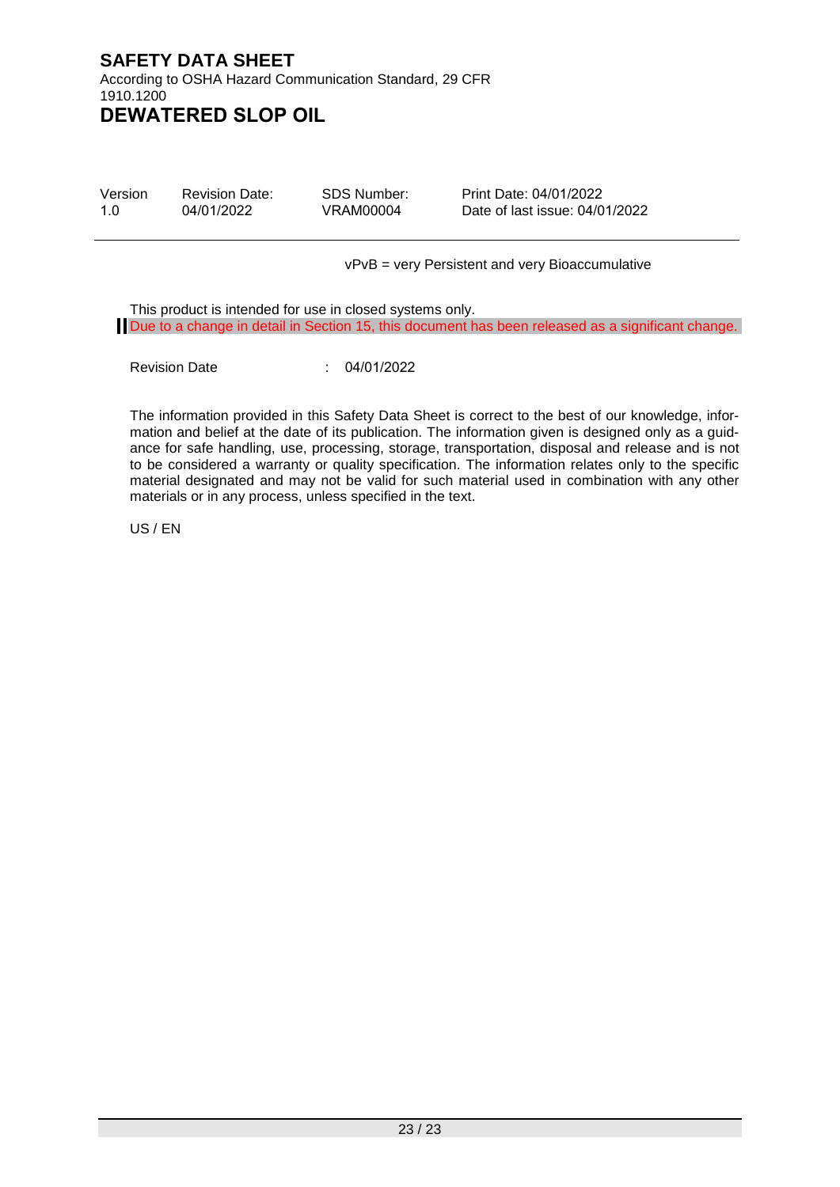vPvB = very Persistent and very Bioaccumulative

This product is intended for use in closed systems only.

Due to a change in detail in Section 15, this document has been released as a significant change.

Revision Date : 04/01/2022

The information provided in this Safety Data Sheet is correct to the best of our knowledge, information and belief at the date of its publication. The information given is designed only as a guidance for safe handling, use, processing, storage, transportation, disposal and release and is not to be considered a warranty or quality specification. The information relates only to the specific material designated and may not be valid for such material used in combination with any other materials or in any process, unless specified in the text.

US / EN